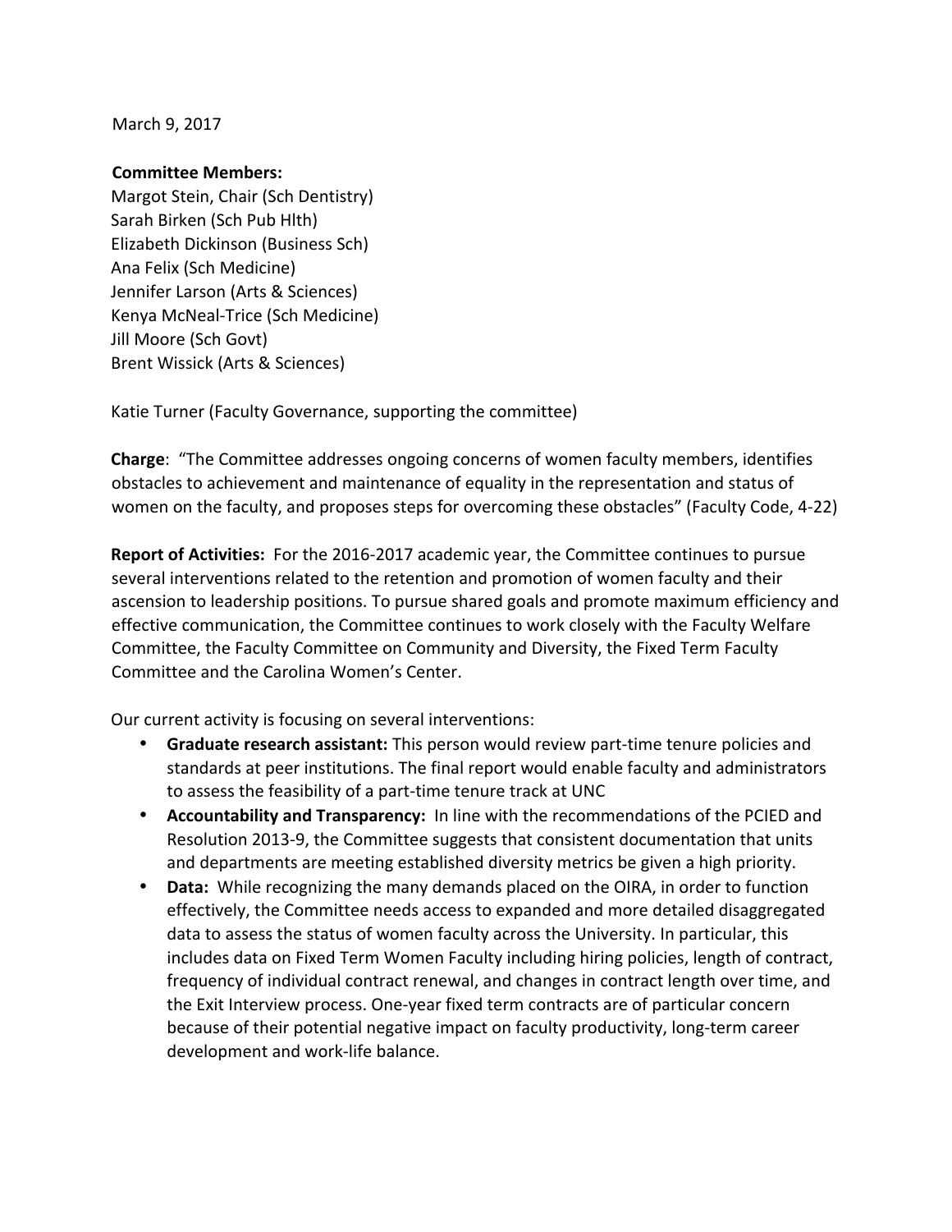March 9, 2017

**Committee Members:**
Margot Stein, Chair (Sch Dentistry)
Sarah Birken (Sch Pub Hlth)
Elizabeth Dickinson (Business Sch)
Ana Felix (Sch Medicine)
Jennifer Larson (Arts & Sciences)
Kenya McNeal-Trice (Sch Medicine)
Jill Moore (Sch Govt)
Brent Wissick (Arts & Sciences)

Katie Turner (Faculty Governance, supporting the committee)

**Charge**: "The Committee addresses ongoing concerns of women faculty members, identifies obstacles to achievement and maintenance of equality in the representation and status of women on the faculty, and proposes steps for overcoming these obstacles" (Faculty Code, 4-22)

**Report of Activities:** For the 2016-2017 academic year, the Committee continues to pursue several interventions related to the retention and promotion of women faculty and their ascension to leadership positions. To pursue shared goals and promote maximum efficiency and effective communication, the Committee continues to work closely with the Faculty Welfare Committee, the Faculty Committee on Community and Diversity, the Fixed Term Faculty Committee and the Carolina Women's Center.

Our current activity is focusing on several interventions:

- **Graduate research assistant:** This person would review part-time tenure policies and standards at peer institutions. The final report would enable faculty and administrators to assess the feasibility of a part-time tenure track at UNC
- **Accountability and Transparency:** In line with the recommendations of the PCIED and Resolution 2013-9, the Committee suggests that consistent documentation that units and departments are meeting established diversity metrics be given a high priority.
- **Data:** While recognizing the many demands placed on the OIRA, in order to function effectively, the Committee needs access to expanded and more detailed disaggregated data to assess the status of women faculty across the University. In particular, this includes data on Fixed Term Women Faculty including hiring policies, length of contract, frequency of individual contract renewal, and changes in contract length over time, and the Exit Interview process. One-year fixed term contracts are of particular concern because of their potential negative impact on faculty productivity, long-term career development and work-life balance.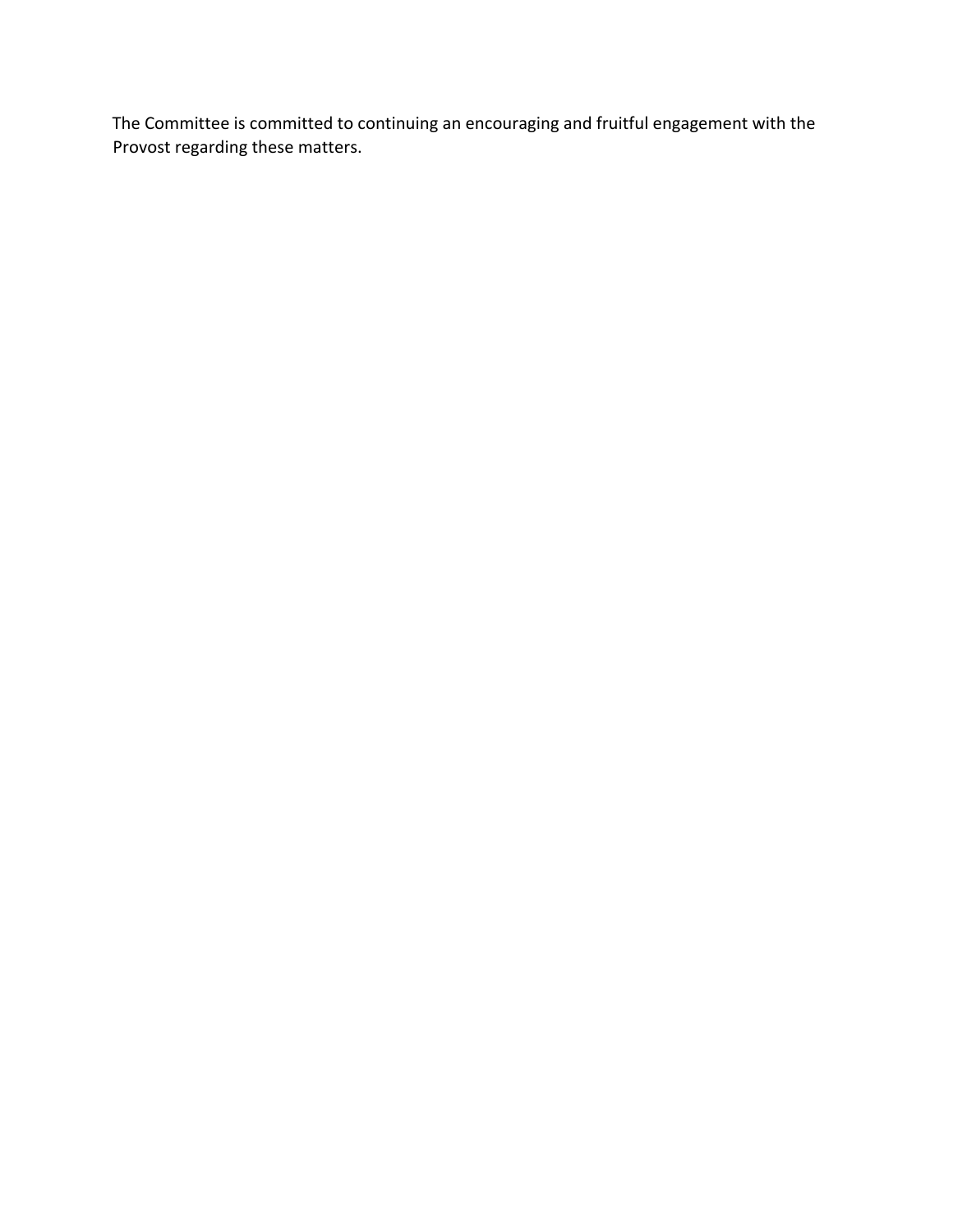The Committee is committed to continuing an encouraging and fruitful engagement with the Provost regarding these matters.